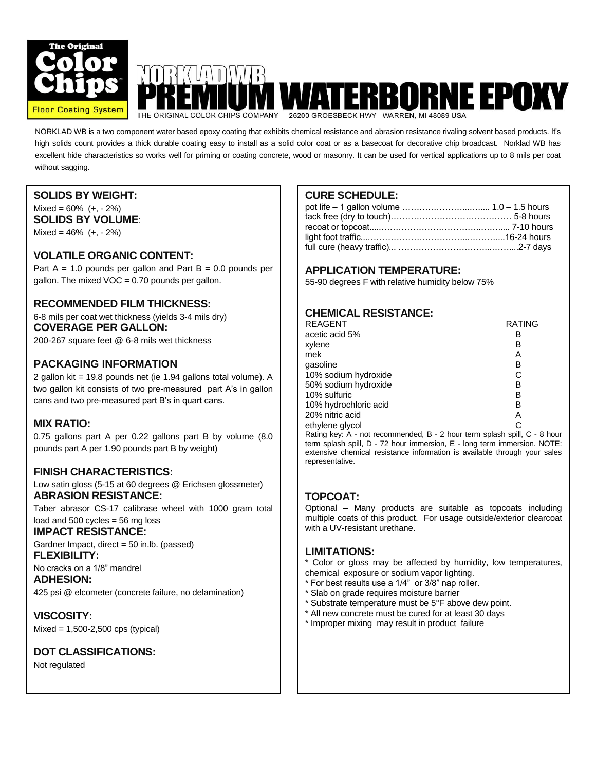The Original Color Chips Floor Coating System

# NORKLAD WB PREMIUM WATERBORNE EPOXY

THE ORIGINAL COLOR CHIPS COMPANY 26200 GROESBECK HWY WARREN, MI 48089 USA

NORKLAD WB is a two component water based epoxy coating that exhibits chemical resistance and abrasion resistance rivaling solvent based products. It's high solids count provides a thick durable coating easy to install as a solid color coat or as a basecoat for decorative chip broadcast. Norklad WB has excellent hide characteristics so works well for priming or coating concrete, wood or masonry. It can be used for vertical applications up to 8 mils per coat without sagging.

### SOLIDS BY WEIGHT:

Mixed = 60% (+, - 2%)

### SOLIDS BY VOLUME:

Mixed = 46% (+, - 2%)

### VOLATILE ORGANIC CONTENT:

Part A = 1.0 pounds per gallon and Part B = 0.0 pounds per gallon. The mixed VOC = 0.70 pounds per gallon.

### RECOMMENDED FILM THICKNESS:

6-8 mils per coat wet thickness (yields 3-4 mils dry)

### COVERAGE PER GALLON:

200-267 square feet @ 6-8 mils wet thickness

### PACKAGING INFORMATION

2 gallon kit = 19.8 pounds net (ie 1.94 gallons total volume). A two gallon kit consists of two pre-measured part A's in gallon cans and two pre-measured part B's in quart cans.

### MIX RATIO:

0.75 gallons part A per 0.22 gallons part B by volume (8.0 pounds part A per 1.90 pounds part B by weight)

### FINISH CHARACTERISTICS:

Low satin gloss (5-15 at 60 degrees @ Erichsen glossmeter)

### ABRASION RESISTANCE:

Taber abrasor CS-17 calibrase wheel with 1000 gram total load and 500 cycles = 56 mg loss

### IMPACT RESISTANCE:

Gardner Impact, direct = 50 in.lb. (passed)

### FLEXIBILITY:

No cracks on a 1/8" mandrel

### ADHESION:

425 psi @ elcometer (concrete failure, no delamination)

### VISCOSITY:

Mixed = 1,500-2,500 cps (typical)

### DOT CLASSIFICATIONS:

Not regulated

### CURE SCHEDULE:

pot life – 1 gallon volume ........................ 1.0 – 1.5 hours
tack free (dry to touch)........................................ 5-8 hours
recoat or topcoat................................................ 7-10 hours
light foot traffic................................................16-24 hours
full cure (heavy traffic)... .......................................2-7 days

### APPLICATION TEMPERATURE:

55-90 degrees F with relative humidity below 75%

### CHEMICAL RESISTANCE:

| REAGENT | RATING |
|---|---|
| acetic acid 5% | B |
| xylene | B |
| mek | A |
| gasoline | B |
| 10% sodium hydroxide | C |
| 50% sodium hydroxide | B |
| 10% sulfuric | B |
| 10% hydrochloric acid | B |
| 20% nitric acid | A |
| ethylene glycol | C |

Rating key: A - not recommended, B - 2 hour term splash spill, C - 8 hour term splash spill, D - 72 hour immersion, E - long term immersion. NOTE: extensive chemical resistance information is available through your sales representative.

### TOPCOAT:

Optional – Many products are suitable as topcoats including multiple coats of this product. For usage outside/exterior clearcoat with a UV-resistant urethane.

### LIMITATIONS:

* Color or gloss may be affected by humidity, low temperatures, chemical exposure or sodium vapor lighting.
* For best results use a 1/4" or 3/8" nap roller.
* Slab on grade requires moisture barrier
* Substrate temperature must be 5°F above dew point.
* All new concrete must be cured for at least 30 days
* Improper mixing may result in product failure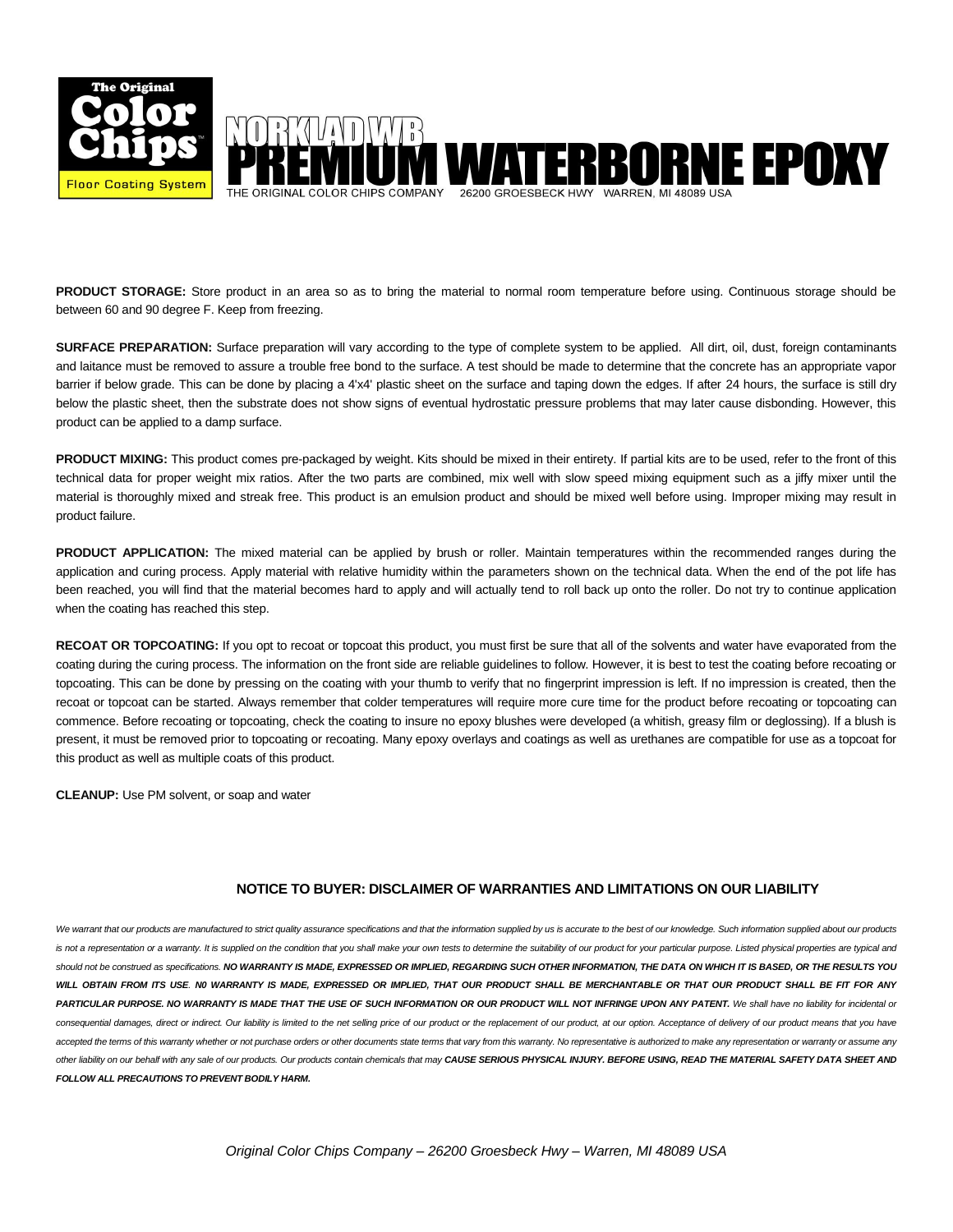# NORKLAD WB PREMIUM WATERBORNE EPOXY

THE ORIGINAL COLOR CHIPS COMPANY 26200 GROESBECK HWY WARREN, MI 48089 USA

**PRODUCT STORAGE:** Store product in an area so as to bring the material to normal room temperature before using. Continuous storage should be between 60 and 90 degree F. Keep from freezing.

**SURFACE PREPARATION:** Surface preparation will vary according to the type of complete system to be applied. All dirt, oil, dust, foreign contaminants and laitance must be removed to assure a trouble free bond to the surface. A test should be made to determine that the concrete has an appropriate vapor barrier if below grade. This can be done by placing a 4'x4' plastic sheet on the surface and taping down the edges. If after 24 hours, the surface is still dry below the plastic sheet, then the substrate does not show signs of eventual hydrostatic pressure problems that may later cause disbonding. However, this product can be applied to a damp surface.

**PRODUCT MIXING:** This product comes pre-packaged by weight. Kits should be mixed in their entirety. If partial kits are to be used, refer to the front of this technical data for proper weight mix ratios. After the two parts are combined, mix well with slow speed mixing equipment such as a jiffy mixer until the material is thoroughly mixed and streak free. This product is an emulsion product and should be mixed well before using. Improper mixing may result in product failure.

**PRODUCT APPLICATION:** The mixed material can be applied by brush or roller. Maintain temperatures within the recommended ranges during the application and curing process. Apply material with relative humidity within the parameters shown on the technical data. When the end of the pot life has been reached, you will find that the material becomes hard to apply and will actually tend to roll back up onto the roller. Do not try to continue application when the coating has reached this step.

**RECOAT OR TOPCOATING:** If you opt to recoat or topcoat this product, you must first be sure that all of the solvents and water have evaporated from the coating during the curing process. The information on the front side are reliable guidelines to follow. However, it is best to test the coating before recoating or topcoating. This can be done by pressing on the coating with your thumb to verify that no fingerprint impression is left. If no impression is created, then the recoat or topcoat can be started. Always remember that colder temperatures will require more cure time for the product before recoating or topcoating can commence. Before recoating or topcoating, check the coating to insure no epoxy blushes were developed (a whitish, greasy film or deglossing). If a blush is present, it must be removed prior to topcoating or recoating. Many epoxy overlays and coatings as well as urethanes are compatible for use as a topcoat for this product as well as multiple coats of this product.

**CLEANUP:** Use PM solvent, or soap and water

### NOTICE TO BUYER: DISCLAIMER OF WARRANTIES AND LIMITATIONS ON OUR LIABILITY

*We warrant that our products are manufactured to strict quality assurance specifications and that the information supplied by us is accurate to the best of our knowledge. Such information supplied about our products is not a representation or a warranty. It is supplied on the condition that you shall make your own tests to determine the suitability of our product for your particular purpose. Listed physical properties are typical and should not be construed as specifications.* ***NO WARRANTY IS MADE, EXPRESSED OR IMPLIED, REGARDING SUCH OTHER INFORMATION, THE DATA ON WHICH IT IS BASED, OR THE RESULTS YOU WILL OBTAIN FROM ITS USE. N0 WARRANTY IS MADE, EXPRESSED OR IMPLIED, THAT OUR PRODUCT SHALL BE MERCHANTABLE OR THAT OUR PRODUCT SHALL BE FIT FOR ANY PARTICULAR PURPOSE. NO WARRANTY IS MADE THAT THE USE OF SUCH INFORMATION OR OUR PRODUCT WILL NOT INFRINGE UPON ANY PATENT.*** *We shall have no liability for incidental or consequential damages, direct or indirect. Our liability is limited to the net selling price of our product or the replacement of our product, at our option. Acceptance of delivery of our product means that you have accepted the terms of this warranty whether or not purchase orders or other documents state terms that vary from this warranty. No representative is authorized to make any representation or warranty or assume any other liability on our behalf with any sale of our products. Our products contain chemicals that may* ***CAUSE SERIOUS PHYSICAL INJURY. BEFORE USING, READ THE MATERIAL SAFETY DATA SHEET AND FOLLOW ALL PRECAUTIONS TO PREVENT BODILY HARM.***